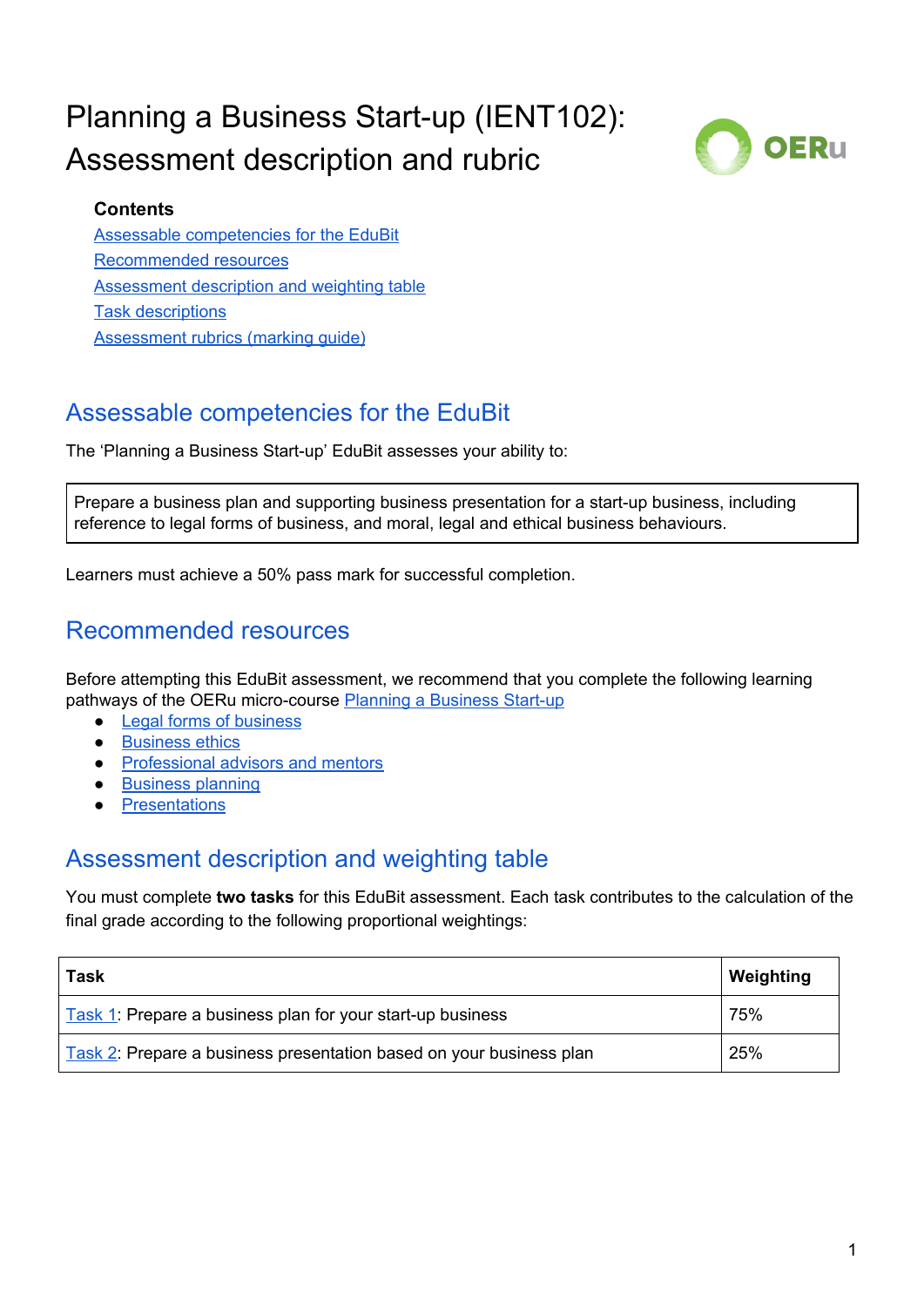# Planning a Business Start-up (IENT102): Assessment description and rubric

**Contents**

- Assessable competencies for the EduBit
- Recommended resources
- Assessment description and weighting table
- Task descriptions
- Assessment rubrics (marking guide)

## Assessable competencies for the EduBit

The 'Planning a Business Start-up' EduBit assesses your ability to:

> Prepare a business plan and supporting business presentation for a start-up business, including reference to legal forms of business, and moral, legal and ethical business behaviours.

Learners must achieve a 50% pass mark for successful completion.

## Recommended resources

Before attempting this EduBit assessment, we recommend that you complete the following learning pathways of the OERu micro-course Planning a Business Start-up

- Legal forms of business
- Business ethics
- Professional advisors and mentors
- Business planning
- Presentations

## Assessment description and weighting table

You must complete **two tasks** for this EduBit assessment. Each task contributes to the calculation of the final grade according to the following proportional weightings:

| Task | Weighting |
|---|---|
| Task 1: Prepare a business plan for your start-up business | 75% |
| Task 2: Prepare a business presentation based on your business plan | 25% |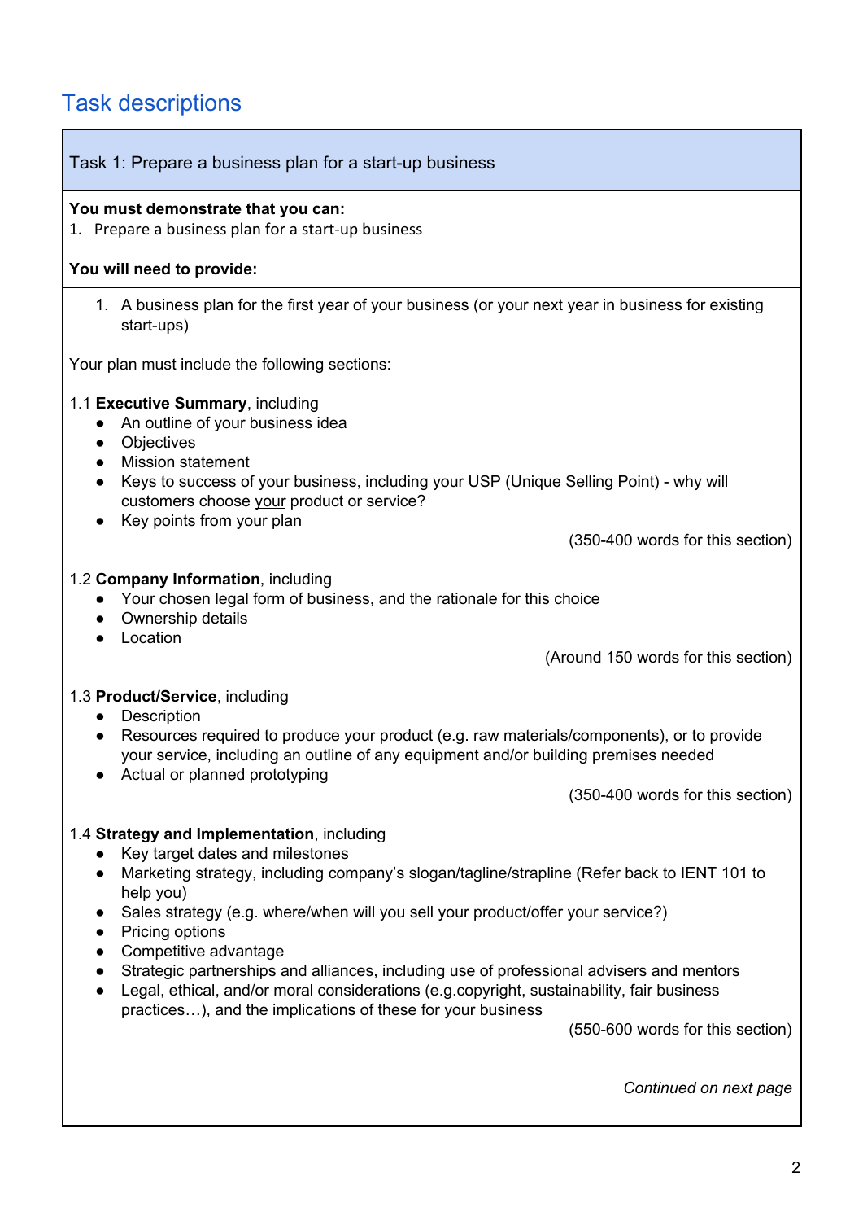## Task descriptions

### Task 1: Prepare a business plan for a start-up business

**You must demonstrate that you can:**

1. Prepare a business plan for a start-up business

**You will need to provide:**

1. A business plan for the first year of your business (or your next year in business for existing start-ups)

Your plan must include the following sections:

1.1 **Executive Summary**, including

- An outline of your business idea
- Objectives
- Mission statement
- Keys to success of your business, including your USP (Unique Selling Point) - why will customers choose your product or service?
- Key points from your plan

(350-400 words for this section)

1.2 **Company Information**, including

- Your chosen legal form of business, and the rationale for this choice
- Ownership details
- Location

(Around 150 words for this section)

1.3 **Product/Service**, including

- Description
- Resources required to produce your product (e.g. raw materials/components), or to provide your service, including an outline of any equipment and/or building premises needed
- Actual or planned prototyping

(350-400 words for this section)

1.4 **Strategy and Implementation**, including

- Key target dates and milestones
- Marketing strategy, including company's slogan/tagline/strapline (Refer back to IENT 101 to help you)
- Sales strategy (e.g. where/when will you sell your product/offer your service?)
- Pricing options
- Competitive advantage
- Strategic partnerships and alliances, including use of professional advisers and mentors
- Legal, ethical, and/or moral considerations (e.g.copyright, sustainability, fair business practices…), and the implications of these for your business

(550-600 words for this section)

*Continued on next page*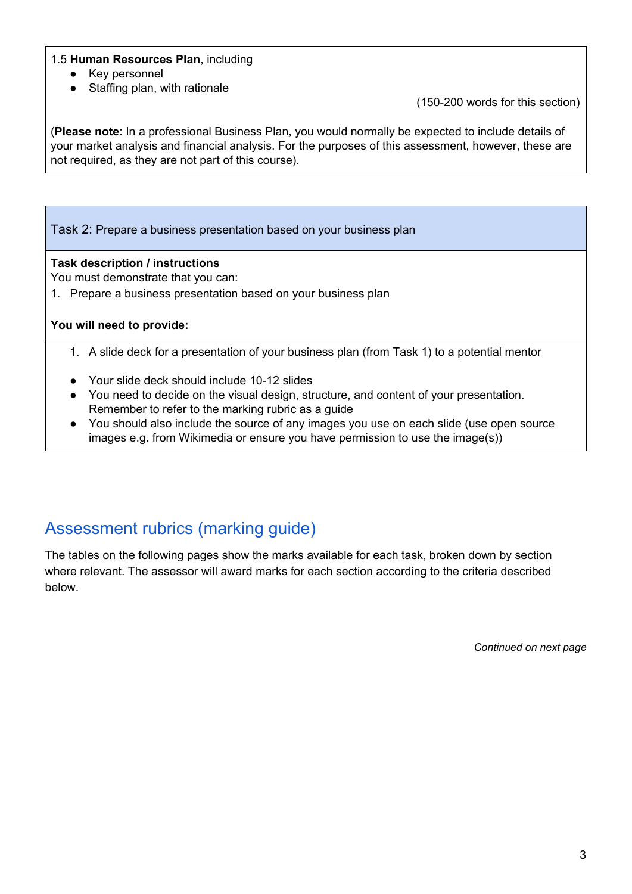1.5 **Human Resources Plan**, including

- Key personnel
- Staffing plan, with rationale

(150-200 words for this section)

(**Please note**: In a professional Business Plan, you would normally be expected to include details of your market analysis and financial analysis. For the purposes of this assessment, however, these are not required, as they are not part of this course).

### Task 2: Prepare a business presentation based on your business plan

**Task description / instructions**

You must demonstrate that you can:

1. Prepare a business presentation based on your business plan

**You will need to provide:**

1. A slide deck for a presentation of your business plan (from Task 1) to a potential mentor

- Your slide deck should include 10-12 slides
- You need to decide on the visual design, structure, and content of your presentation. Remember to refer to the marking rubric as a guide
- You should also include the source of any images you use on each slide (use open source images e.g. from Wikimedia or ensure you have permission to use the image(s))

## Assessment rubrics (marking guide)

The tables on the following pages show the marks available for each task, broken down by section where relevant. The assessor will award marks for each section according to the criteria described below.

*Continued on next page*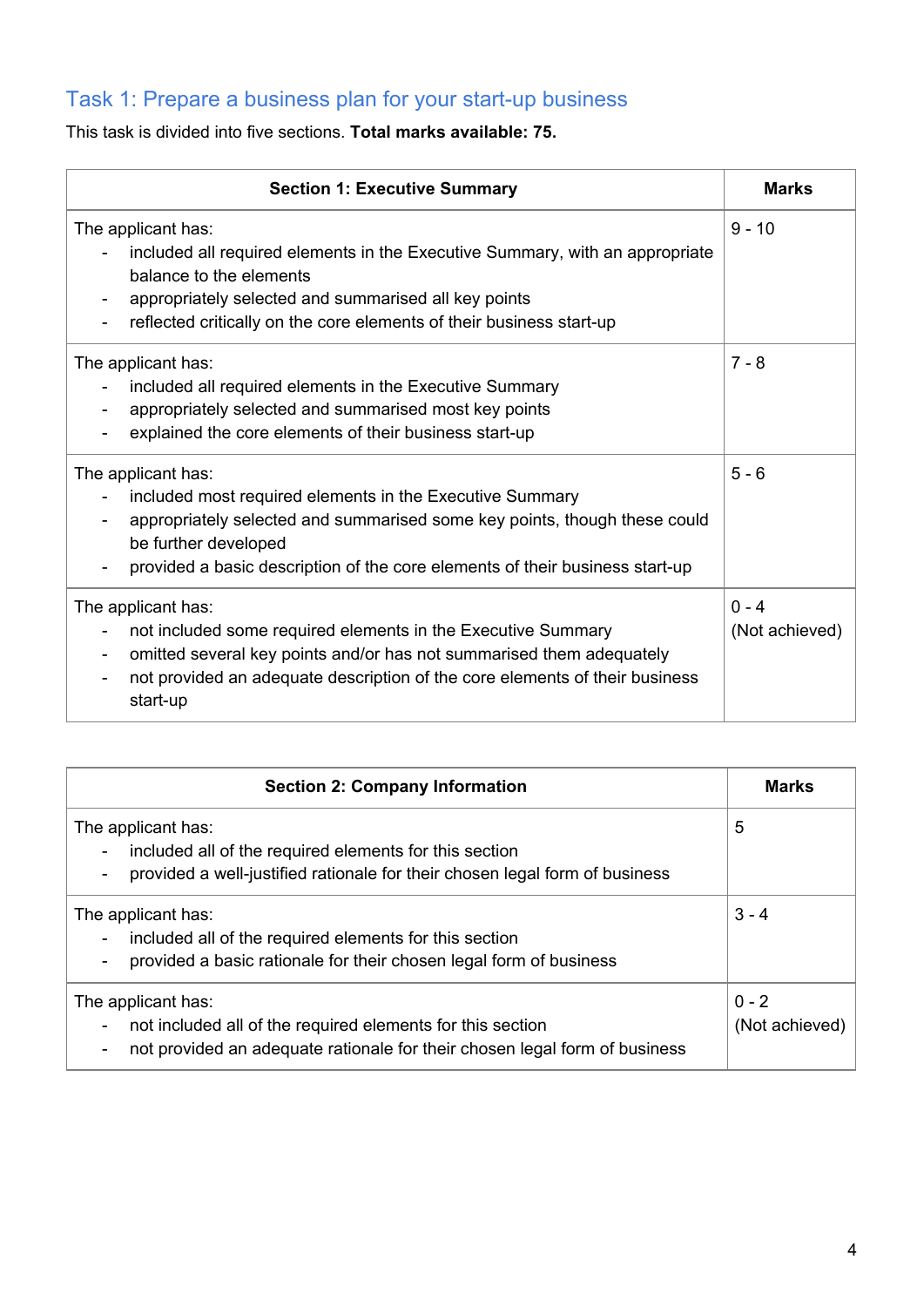## Task 1: Prepare a business plan for your start-up business

This task is divided into five sections. **Total marks available: 75.**

| **Section 1: Executive Summary** | **Marks** |
| --- | --- |
| The applicant has:<br>- included all required elements in the Executive Summary, with an appropriate balance to the elements<br>- appropriately selected and summarised all key points<br>- reflected critically on the core elements of their business start-up | 9 - 10 |
| The applicant has:<br>- included all required elements in the Executive Summary<br>- appropriately selected and summarised most key points<br>- explained the core elements of their business start-up | 7 - 8 |
| The applicant has:<br>- included most required elements in the Executive Summary<br>- appropriately selected and summarised some key points, though these could be further developed<br>- provided a basic description of the core elements of their business start-up | 5 - 6 |
| The applicant has:<br>- not included some required elements in the Executive Summary<br>- omitted several key points and/or has not summarised them adequately<br>- not provided an adequate description of the core elements of their business start-up | 0 - 4<br>(Not achieved) |

| **Section 2: Company Information** | **Marks** |
| --- | --- |
| The applicant has:<br>- included all of the required elements for this section<br>- provided a well-justified rationale for their chosen legal form of business | 5 |
| The applicant has:<br>- included all of the required elements for this section<br>- provided a basic rationale for their chosen legal form of business | 3 - 4 |
| The applicant has:<br>- not included all of the required elements for this section<br>- not provided an adequate rationale for their chosen legal form of business | 0 - 2<br>(Not achieved) |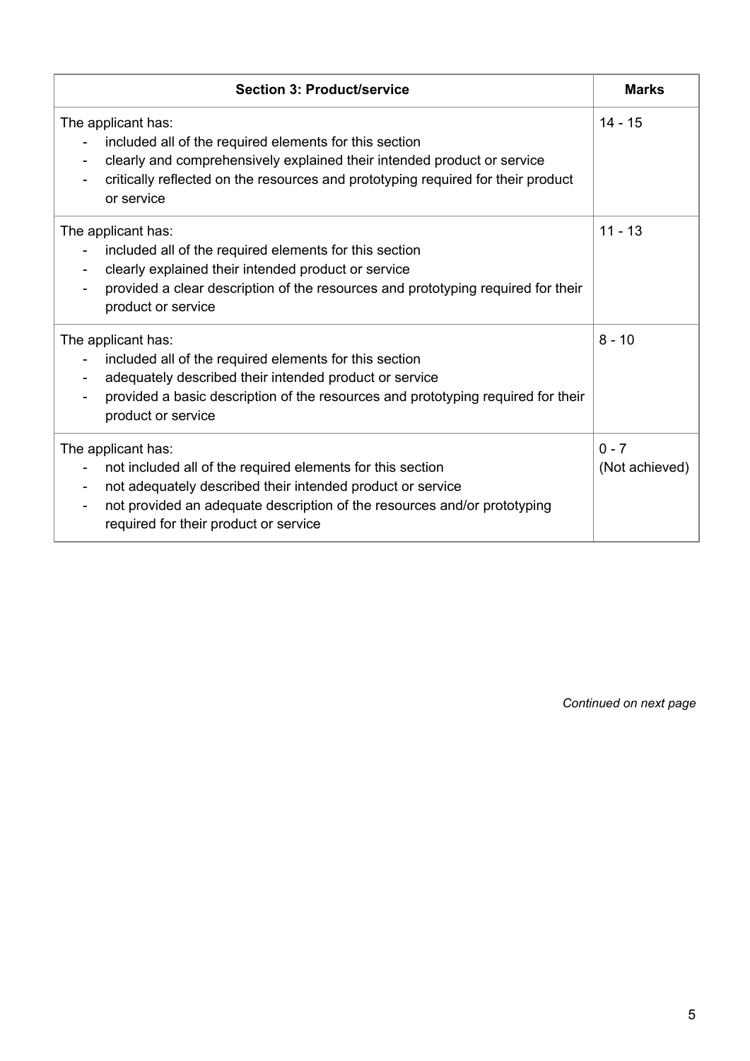| **Section 3: Product/service** | **Marks** |
|---|---|
| The applicant has:<br>- included all of the required elements for this section<br>- clearly and comprehensively explained their intended product or service<br>- critically reflected on the resources and prototyping required for their product or service | 14 - 15 |
| The applicant has:<br>- included all of the required elements for this section<br>- clearly explained their intended product or service<br>- provided a clear description of the resources and prototyping required for their product or service | 11 - 13 |
| The applicant has:<br>- included all of the required elements for this section<br>- adequately described their intended product or service<br>- provided a basic description of the resources and prototyping required for their product or service | 8 - 10 |
| The applicant has:<br>- not included all of the required elements for this section<br>- not adequately described their intended product or service<br>- not provided an adequate description of the resources and/or prototyping required for their product or service | 0 - 7 (Not achieved) |

*Continued on next page*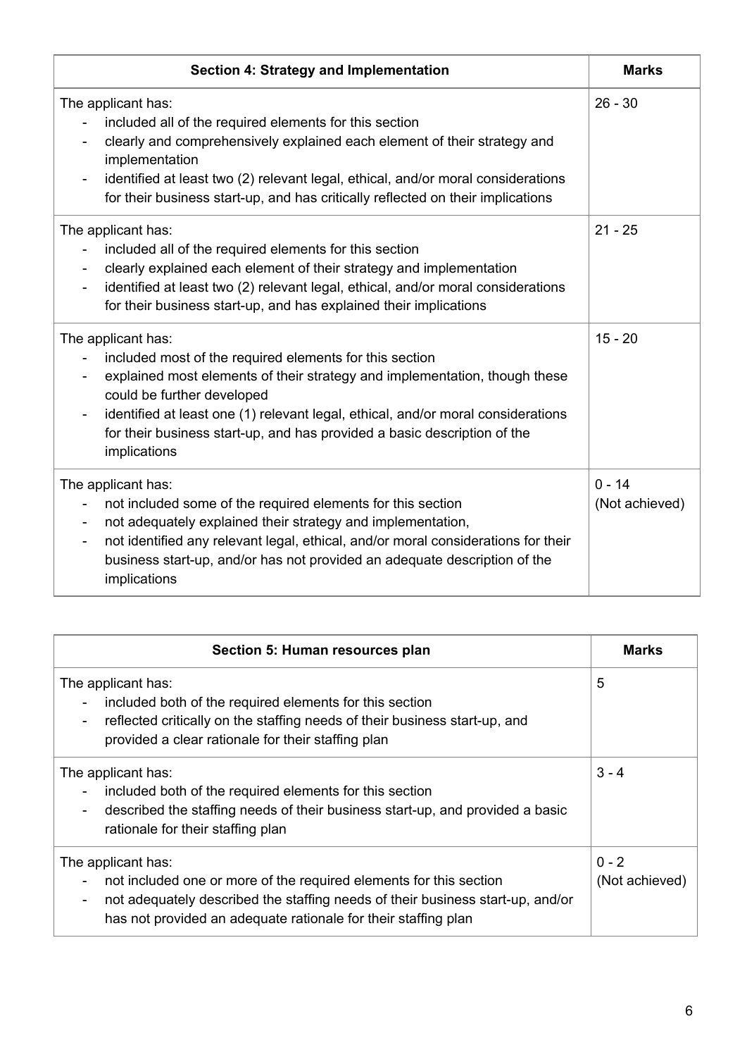| Section 4: Strategy and Implementation | Marks |
|---|---|
| The applicant has:<br>- included all of the required elements for this section<br>- clearly and comprehensively explained each element of their strategy and implementation<br>- identified at least two (2) relevant legal, ethical, and/or moral considerations for their business start-up, and has critically reflected on their implications | 26 - 30 |
| The applicant has:<br>- included all of the required elements for this section<br>- clearly explained each element of their strategy and implementation<br>- identified at least two (2) relevant legal, ethical, and/or moral considerations for their business start-up, and has explained their implications | 21 - 25 |
| The applicant has:<br>- included most of the required elements for this section<br>- explained most elements of their strategy and implementation, though these could be further developed<br>- identified at least one (1) relevant legal, ethical, and/or moral considerations for their business start-up, and has provided a basic description of the implications | 15 - 20 |
| The applicant has:<br>- not included some of the required elements for this section<br>- not adequately explained their strategy and implementation,<br>- not identified any relevant legal, ethical, and/or moral considerations for their business start-up, and/or has not provided an adequate description of the implications | 0 - 14 (Not achieved) |

| Section 5: Human resources plan | Marks |
|---|---|
| The applicant has:<br>- included both of the required elements for this section<br>- reflected critically on the staffing needs of their business start-up, and provided a clear rationale for their staffing plan | 5 |
| The applicant has:<br>- included both of the required elements for this section<br>- described the staffing needs of their business start-up, and provided a basic rationale for their staffing plan | 3 - 4 |
| The applicant has:<br>- not included one or more of the required elements for this section<br>- not adequately described the staffing needs of their business start-up, and/or has not provided an adequate rationale for their staffing plan | 0 - 2 (Not achieved) |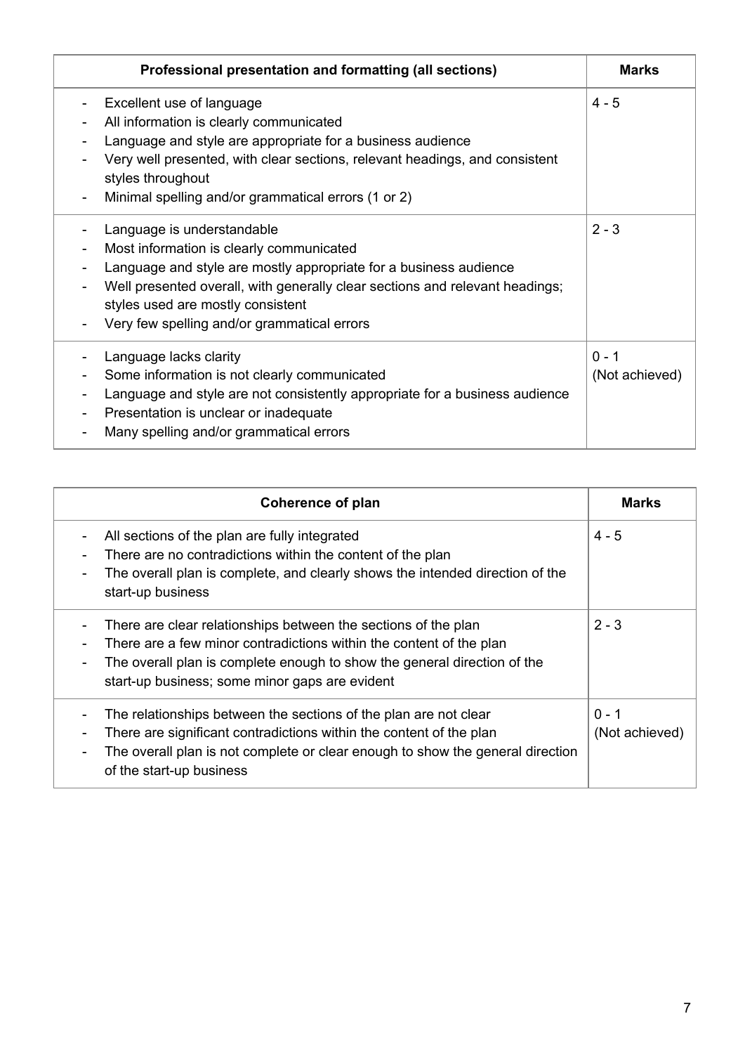| Professional presentation and formatting (all sections) | Marks |
| --- | --- |
| - Excellent use of language<br>- All information is clearly communicated<br>- Language and style are appropriate for a business audience<br>- Very well presented, with clear sections, relevant headings, and consistent styles throughout<br>- Minimal spelling and/or grammatical errors (1 or 2) | 4 - 5 |
| - Language is understandable<br>- Most information is clearly communicated<br>- Language and style are mostly appropriate for a business audience<br>- Well presented overall, with generally clear sections and relevant headings; styles used are mostly consistent<br>- Very few spelling and/or grammatical errors | 2 - 3 |
| - Language lacks clarity<br>- Some information is not clearly communicated<br>- Language and style are not consistently appropriate for a business audience<br>- Presentation is unclear or inadequate<br>- Many spelling and/or grammatical errors | 0 - 1 (Not achieved) |

| Coherence of plan | Marks |
| --- | --- |
| - All sections of the plan are fully integrated<br>- There are no contradictions within the content of the plan<br>- The overall plan is complete, and clearly shows the intended direction of the start-up business | 4 - 5 |
| - There are clear relationships between the sections of the plan<br>- There are a few minor contradictions within the content of the plan<br>- The overall plan is complete enough to show the general direction of the start-up business; some minor gaps are evident | 2 - 3 |
| - The relationships between the sections of the plan are not clear<br>- There are significant contradictions within the content of the plan<br>- The overall plan is not complete or clear enough to show the general direction of the start-up business | 0 - 1 (Not achieved) |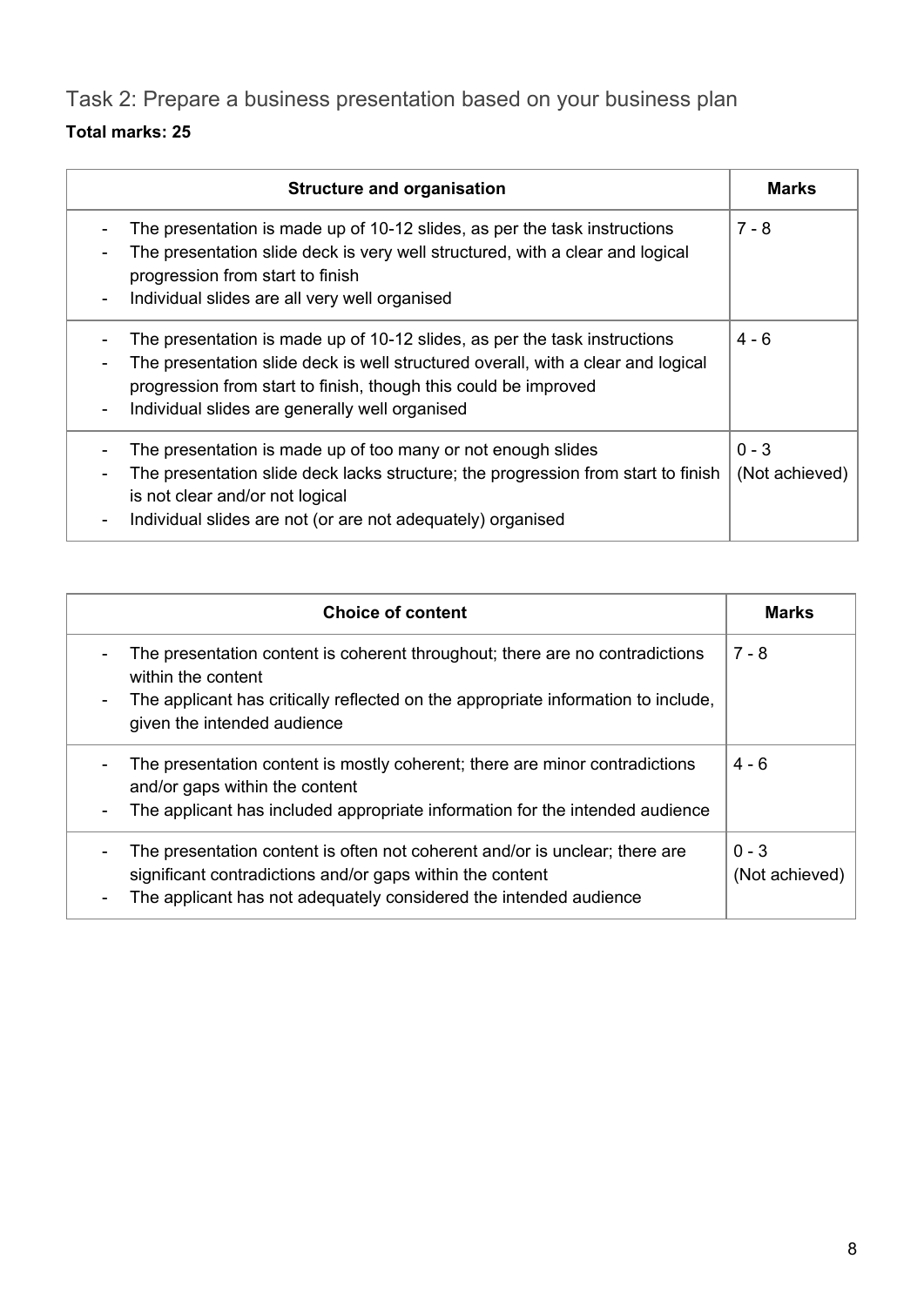## Task 2: Prepare a business presentation based on your business plan

**Total marks: 25**

| Structure and organisation | Marks |
|---|---|
| - The presentation is made up of 10-12 slides, as per the task instructions<br>- The presentation slide deck is very well structured, with a clear and logical progression from start to finish<br>- Individual slides are all very well organised | 7 - 8 |
| - The presentation is made up of 10-12 slides, as per the task instructions<br>- The presentation slide deck is well structured overall, with a clear and logical progression from start to finish, though this could be improved<br>- Individual slides are generally well organised | 4 - 6 |
| - The presentation is made up of too many or not enough slides<br>- The presentation slide deck lacks structure; the progression from start to finish is not clear and/or not logical<br>- Individual slides are not (or are not adequately) organised | 0 - 3 (Not achieved) |

| Choice of content | Marks |
|---|---|
| - The presentation content is coherent throughout; there are no contradictions within the content<br>- The applicant has critically reflected on the appropriate information to include, given the intended audience | 7 - 8 |
| - The presentation content is mostly coherent; there are minor contradictions and/or gaps within the content<br>- The applicant has included appropriate information for the intended audience | 4 - 6 |
| - The presentation content is often not coherent and/or is unclear; there are significant contradictions and/or gaps within the content<br>- The applicant has not adequately considered the intended audience | 0 - 3 (Not achieved) |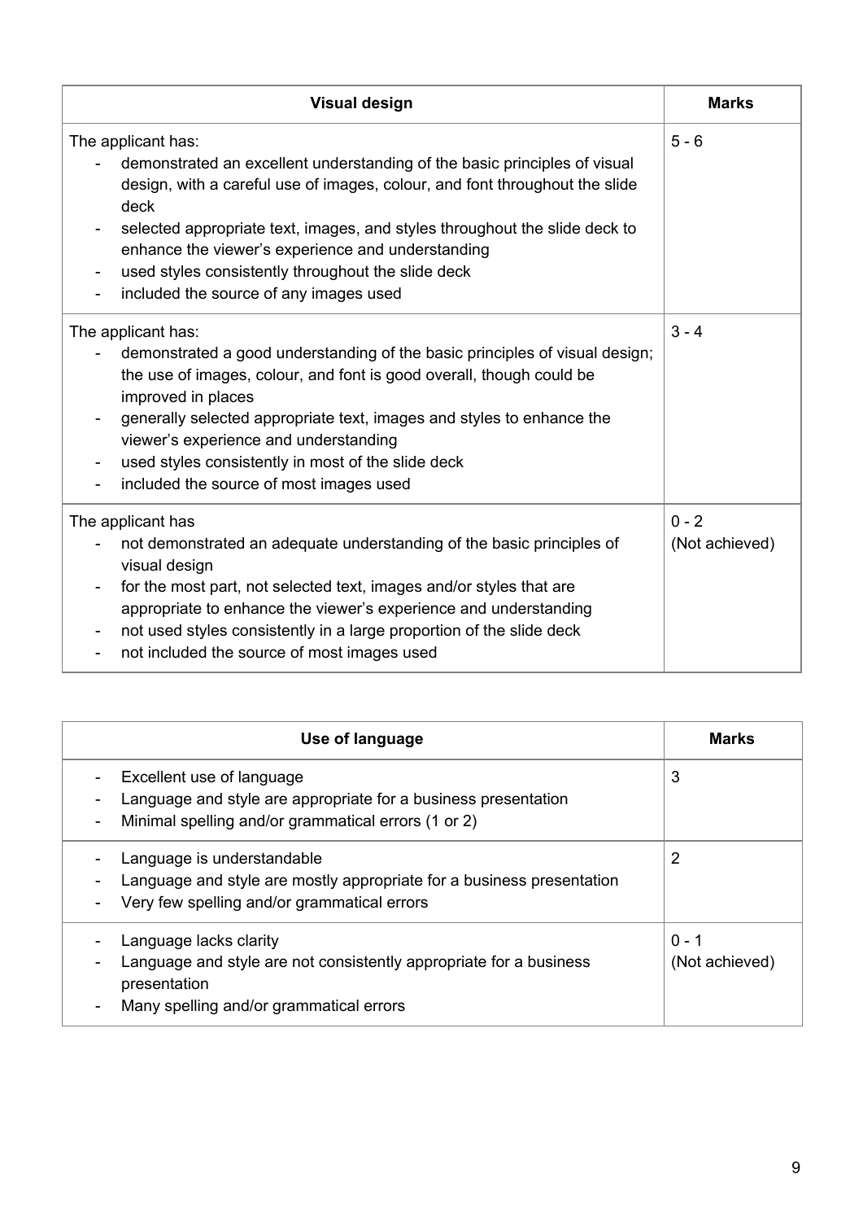| Visual design | Marks |
|---|---|
| The applicant has:<br>- demonstrated an excellent understanding of the basic principles of visual design, with a careful use of images, colour, and font throughout the slide deck<br>- selected appropriate text, images, and styles throughout the slide deck to enhance the viewer's experience and understanding<br>- used styles consistently throughout the slide deck<br>- included the source of any images used | 5 - 6 |
| The applicant has:<br>- demonstrated a good understanding of the basic principles of visual design; the use of images, colour, and font is good overall, though could be improved in places<br>- generally selected appropriate text, images and styles to enhance the viewer's experience and understanding<br>- used styles consistently in most of the slide deck<br>- included the source of most images used | 3 - 4 |
| The applicant has<br>- not demonstrated an adequate understanding of the basic principles of visual design<br>- for the most part, not selected text, images and/or styles that are appropriate to enhance the viewer's experience and understanding<br>- not used styles consistently in a large proportion of the slide deck<br>- not included the source of most images used | 0 - 2 (Not achieved) |

| Use of language | Marks |
|---|---|
| - Excellent use of language<br>- Language and style are appropriate for a business presentation<br>- Minimal spelling and/or grammatical errors (1 or 2) | 3 |
| - Language is understandable<br>- Language and style are mostly appropriate for a business presentation<br>- Very few spelling and/or grammatical errors | 2 |
| - Language lacks clarity<br>- Language and style are not consistently appropriate for a business presentation<br>- Many spelling and/or grammatical errors | 0 - 1 (Not achieved) |